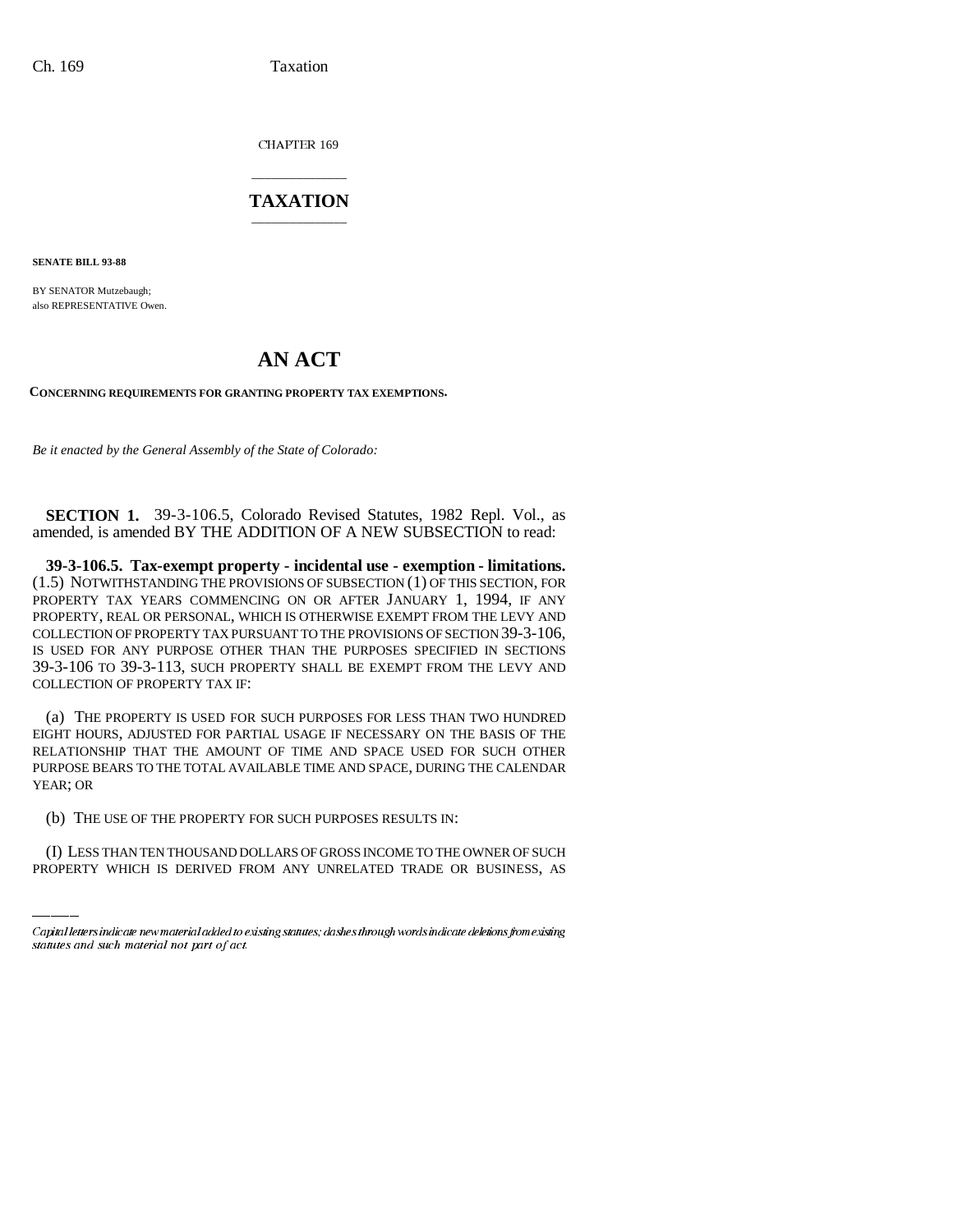CHAPTER 169

# TAXATION

**SENATE BILL 93-88**

BY SENATOR Mutzebaugh;
also REPRESENTATIVE Owen.

# AN ACT

**CONCERNING REQUIREMENTS FOR GRANTING PROPERTY TAX EXEMPTIONS.**

*Be it enacted by the General Assembly of the State of Colorado:*

**SECTION 1.** 39-3-106.5, Colorado Revised Statutes, 1982 Repl. Vol., as amended, is amended BY THE ADDITION OF A NEW SUBSECTION to read:

**39-3-106.5. Tax-exempt property - incidental use - exemption - limitations.** (1.5) NOTWITHSTANDING THE PROVISIONS OF SUBSECTION (1) OF THIS SECTION, FOR PROPERTY TAX YEARS COMMENCING ON OR AFTER JANUARY 1, 1994, IF ANY PROPERTY, REAL OR PERSONAL, WHICH IS OTHERWISE EXEMPT FROM THE LEVY AND COLLECTION OF PROPERTY TAX PURSUANT TO THE PROVISIONS OF SECTION 39-3-106, IS USED FOR ANY PURPOSE OTHER THAN THE PURPOSES SPECIFIED IN SECTIONS 39-3-106 TO 39-3-113, SUCH PROPERTY SHALL BE EXEMPT FROM THE LEVY AND COLLECTION OF PROPERTY TAX IF:

(a) THE PROPERTY IS USED FOR SUCH PURPOSES FOR LESS THAN TWO HUNDRED EIGHT HOURS, ADJUSTED FOR PARTIAL USAGE IF NECESSARY ON THE BASIS OF THE RELATIONSHIP THAT THE AMOUNT OF TIME AND SPACE USED FOR SUCH OTHER PURPOSE BEARS TO THE TOTAL AVAILABLE TIME AND SPACE, DURING THE CALENDAR YEAR; OR

(b) THE USE OF THE PROPERTY FOR SUCH PURPOSES RESULTS IN:

(I) LESS THAN TEN THOUSAND DOLLARS OF GROSS INCOME TO THE OWNER OF SUCH PROPERTY WHICH IS DERIVED FROM ANY UNRELATED TRADE OR BUSINESS, AS

Capital letters indicate new material added to existing statutes; dashes through words indicate deletions from existing statutes and such material not part of act.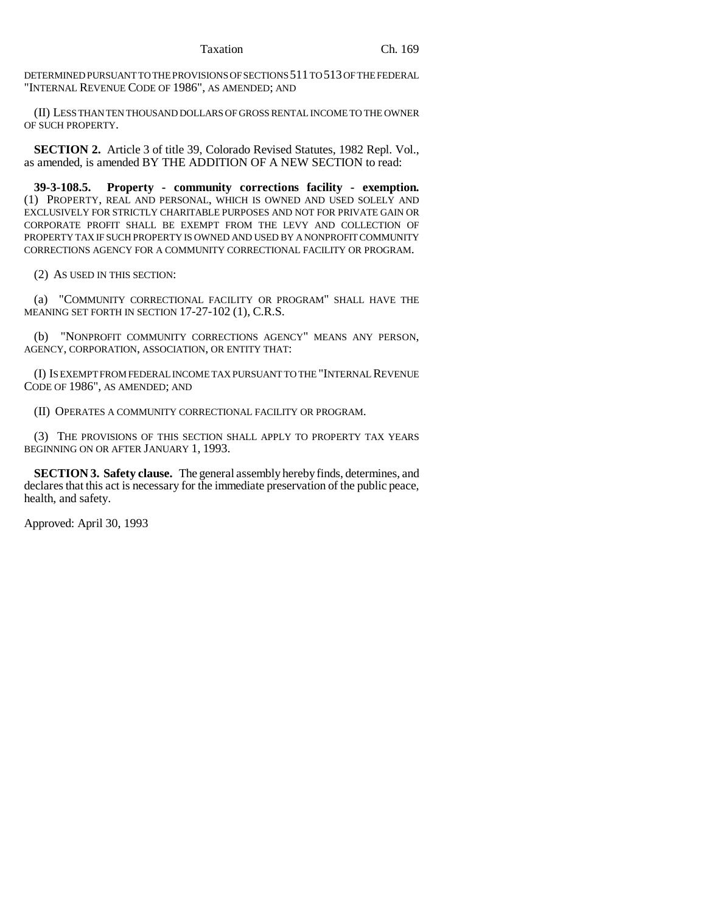DETERMINED PURSUANT TO THE PROVISIONS OF SECTIONS 511 TO 513 OF THE FEDERAL "INTERNAL REVENUE CODE OF 1986", AS AMENDED; AND

(II) LESS THAN TEN THOUSAND DOLLARS OF GROSS RENTAL INCOME TO THE OWNER OF SUCH PROPERTY.

**SECTION 2.** Article 3 of title 39, Colorado Revised Statutes, 1982 Repl. Vol., as amended, is amended BY THE ADDITION OF A NEW SECTION to read:

**39-3-108.5. Property - community corrections facility - exemption.** (1) PROPERTY, REAL AND PERSONAL, WHICH IS OWNED AND USED SOLELY AND EXCLUSIVELY FOR STRICTLY CHARITABLE PURPOSES AND NOT FOR PRIVATE GAIN OR CORPORATE PROFIT SHALL BE EXEMPT FROM THE LEVY AND COLLECTION OF PROPERTY TAX IF SUCH PROPERTY IS OWNED AND USED BY A NONPROFIT COMMUNITY CORRECTIONS AGENCY FOR A COMMUNITY CORRECTIONAL FACILITY OR PROGRAM.

(2) AS USED IN THIS SECTION:

(a) "COMMUNITY CORRECTIONAL FACILITY OR PROGRAM" SHALL HAVE THE MEANING SET FORTH IN SECTION 17-27-102 (1), C.R.S.

(b) "NONPROFIT COMMUNITY CORRECTIONS AGENCY" MEANS ANY PERSON, AGENCY, CORPORATION, ASSOCIATION, OR ENTITY THAT:

(I) IS EXEMPT FROM FEDERAL INCOME TAX PURSUANT TO THE "INTERNAL REVENUE CODE OF 1986", AS AMENDED; AND

(II) OPERATES A COMMUNITY CORRECTIONAL FACILITY OR PROGRAM.

(3) THE PROVISIONS OF THIS SECTION SHALL APPLY TO PROPERTY TAX YEARS BEGINNING ON OR AFTER JANUARY 1, 1993.

**SECTION 3. Safety clause.** The general assembly hereby finds, determines, and declares that this act is necessary for the immediate preservation of the public peace, health, and safety.

Approved: April 30, 1993